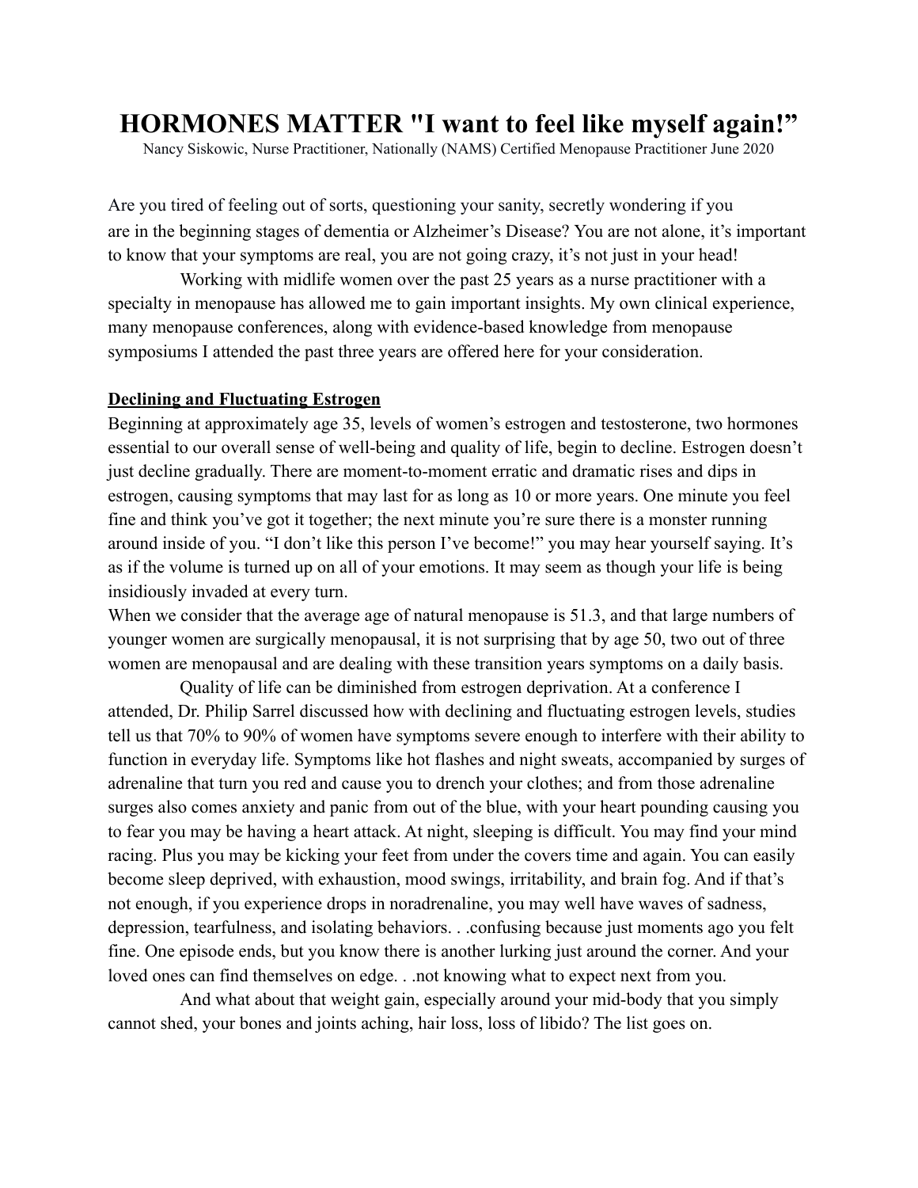# HORMONES MATTER "I want to feel like myself again!"

Nancy Siskowic, Nurse Practitioner, Nationally (NAMS) Certified Menopause Practitioner June 2020

Are you tired of feeling out of sorts, questioning your sanity, secretly wondering if you are in the beginning stages of dementia or Alzheimer's Disease? You are not alone, it's important to know that your symptoms are real, you are not going crazy, it's not just in your head!

Working with midlife women over the past 25 years as a nurse practitioner with a specialty in menopause has allowed me to gain important insights. My own clinical experience, many menopause conferences, along with evidence-based knowledge from menopause symposiums I attended the past three years are offered here for your consideration.

**Declining and Fluctuating Estrogen**

Beginning at approximately age 35, levels of women's estrogen and testosterone, two hormones essential to our overall sense of well-being and quality of life, begin to decline. Estrogen doesn't just decline gradually. There are moment-to-moment erratic and dramatic rises and dips in estrogen, causing symptoms that may last for as long as 10 or more years. One minute you feel fine and think you've got it together; the next minute you're sure there is a monster running around inside of you. "I don't like this person I've become!" you may hear yourself saying. It's as if the volume is turned up on all of your emotions. It may seem as though your life is being insidiously invaded at every turn.

When we consider that the average age of natural menopause is 51.3, and that large numbers of younger women are surgically menopausal, it is not surprising that by age 50, two out of three women are menopausal and are dealing with these transition years symptoms on a daily basis.

Quality of life can be diminished from estrogen deprivation. At a conference I attended, Dr. Philip Sarrel discussed how with declining and fluctuating estrogen levels, studies tell us that 70% to 90% of women have symptoms severe enough to interfere with their ability to function in everyday life. Symptoms like hot flashes and night sweats, accompanied by surges of adrenaline that turn you red and cause you to drench your clothes; and from those adrenaline surges also comes anxiety and panic from out of the blue, with your heart pounding causing you to fear you may be having a heart attack. At night, sleeping is difficult. You may find your mind racing. Plus you may be kicking your feet from under the covers time and again. You can easily become sleep deprived, with exhaustion, mood swings, irritability, and brain fog. And if that's not enough, if you experience drops in noradrenaline, you may well have waves of sadness, depression, tearfulness, and isolating behaviors. . .confusing because just moments ago you felt fine. One episode ends, but you know there is another lurking just around the corner. And your loved ones can find themselves on edge. . .not knowing what to expect next from you.

And what about that weight gain, especially around your mid-body that you simply cannot shed, your bones and joints aching, hair loss, loss of libido? The list goes on.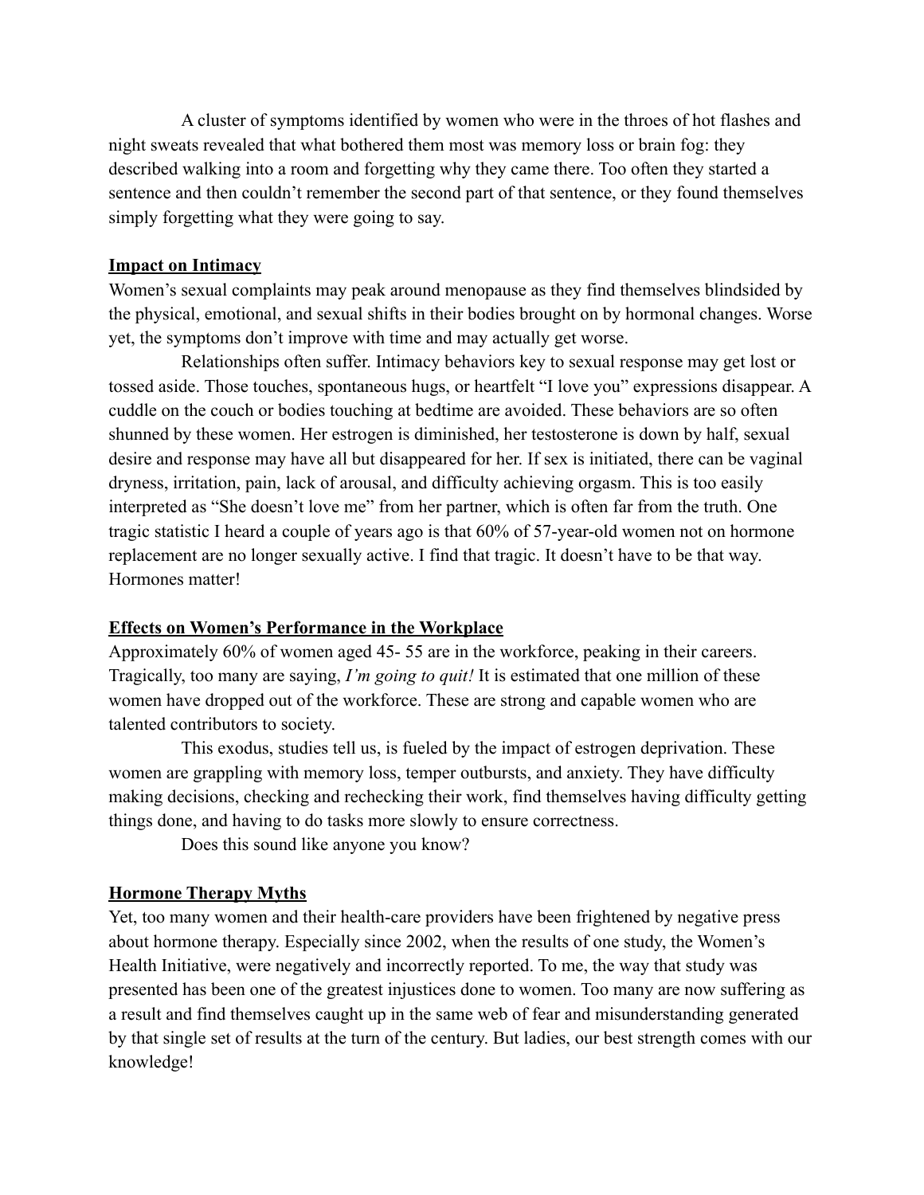A cluster of symptoms identified by women who were in the throes of hot flashes and night sweats revealed that what bothered them most was memory loss or brain fog: they described walking into a room and forgetting why they came there. Too often they started a sentence and then couldn't remember the second part of that sentence, or they found themselves simply forgetting what they were going to say.

## Impact on Intimacy

Women's sexual complaints may peak around menopause as they find themselves blindsided by the physical, emotional, and sexual shifts in their bodies brought on by hormonal changes. Worse yet, the symptoms don't improve with time and may actually get worse.

Relationships often suffer. Intimacy behaviors key to sexual response may get lost or tossed aside. Those touches, spontaneous hugs, or heartfelt "I love you" expressions disappear. A cuddle on the couch or bodies touching at bedtime are avoided. These behaviors are so often shunned by these women. Her estrogen is diminished, her testosterone is down by half, sexual desire and response may have all but disappeared for her. If sex is initiated, there can be vaginal dryness, irritation, pain, lack of arousal, and difficulty achieving orgasm. This is too easily interpreted as "She doesn't love me" from her partner, which is often far from the truth. One tragic statistic I heard a couple of years ago is that 60% of 57-year-old women not on hormone replacement are no longer sexually active. I find that tragic. It doesn't have to be that way. Hormones matter!

## Effects on Women's Performance in the Workplace

Approximately 60% of women aged 45- 55 are in the workforce, peaking in their careers. Tragically, too many are saying, *I'm going to quit!* It is estimated that one million of these women have dropped out of the workforce. These are strong and capable women who are talented contributors to society.

This exodus, studies tell us, is fueled by the impact of estrogen deprivation. These women are grappling with memory loss, temper outbursts, and anxiety. They have difficulty making decisions, checking and rechecking their work, find themselves having difficulty getting things done, and having to do tasks more slowly to ensure correctness.

Does this sound like anyone you know?

## Hormone Therapy Myths

Yet, too many women and their health-care providers have been frightened by negative press about hormone therapy. Especially since 2002, when the results of one study, the Women's Health Initiative, were negatively and incorrectly reported. To me, the way that study was presented has been one of the greatest injustices done to women. Too many are now suffering as a result and find themselves caught up in the same web of fear and misunderstanding generated by that single set of results at the turn of the century. But ladies, our best strength comes with our knowledge!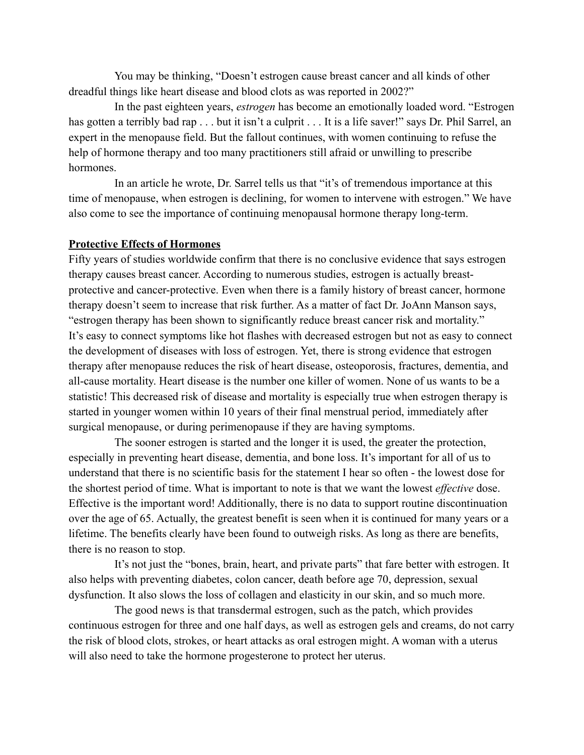You may be thinking, "Doesn't estrogen cause breast cancer and all kinds of other dreadful things like heart disease and blood clots as was reported in 2002?"

In the past eighteen years, *estrogen* has become an emotionally loaded word. "Estrogen has gotten a terribly bad rap . . . but it isn't a culprit . . . It is a life saver!" says Dr. Phil Sarrel, an expert in the menopause field. But the fallout continues, with women continuing to refuse the help of hormone therapy and too many practitioners still afraid or unwilling to prescribe hormones.

In an article he wrote, Dr. Sarrel tells us that "it's of tremendous importance at this time of menopause, when estrogen is declining, for women to intervene with estrogen." We have also come to see the importance of continuing menopausal hormone therapy long-term.

**Protective Effects of Hormones**

Fifty years of studies worldwide confirm that there is no conclusive evidence that says estrogen therapy causes breast cancer. According to numerous studies, estrogen is actually breast-protective and cancer-protective. Even when there is a family history of breast cancer, hormone therapy doesn't seem to increase that risk further. As a matter of fact Dr. JoAnn Manson says, "estrogen therapy has been shown to significantly reduce breast cancer risk and mortality." It's easy to connect symptoms like hot flashes with decreased estrogen but not as easy to connect the development of diseases with loss of estrogen. Yet, there is strong evidence that estrogen therapy after menopause reduces the risk of heart disease, osteoporosis, fractures, dementia, and all-cause mortality. Heart disease is the number one killer of women. None of us wants to be a statistic! This decreased risk of disease and mortality is especially true when estrogen therapy is started in younger women within 10 years of their final menstrual period, immediately after surgical menopause, or during perimenopause if they are having symptoms.

The sooner estrogen is started and the longer it is used, the greater the protection, especially in preventing heart disease, dementia, and bone loss. It's important for all of us to understand that there is no scientific basis for the statement I hear so often - the lowest dose for the shortest period of time. What is important to note is that we want the lowest *effective* dose. Effective is the important word! Additionally, there is no data to support routine discontinuation over the age of 65. Actually, the greatest benefit is seen when it is continued for many years or a lifetime. The benefits clearly have been found to outweigh risks. As long as there are benefits, there is no reason to stop.

It's not just the "bones, brain, heart, and private parts" that fare better with estrogen. It also helps with preventing diabetes, colon cancer, death before age 70, depression, sexual dysfunction. It also slows the loss of collagen and elasticity in our skin, and so much more.

The good news is that transdermal estrogen, such as the patch, which provides continuous estrogen for three and one half days, as well as estrogen gels and creams, do not carry the risk of blood clots, strokes, or heart attacks as oral estrogen might. A woman with a uterus will also need to take the hormone progesterone to protect her uterus.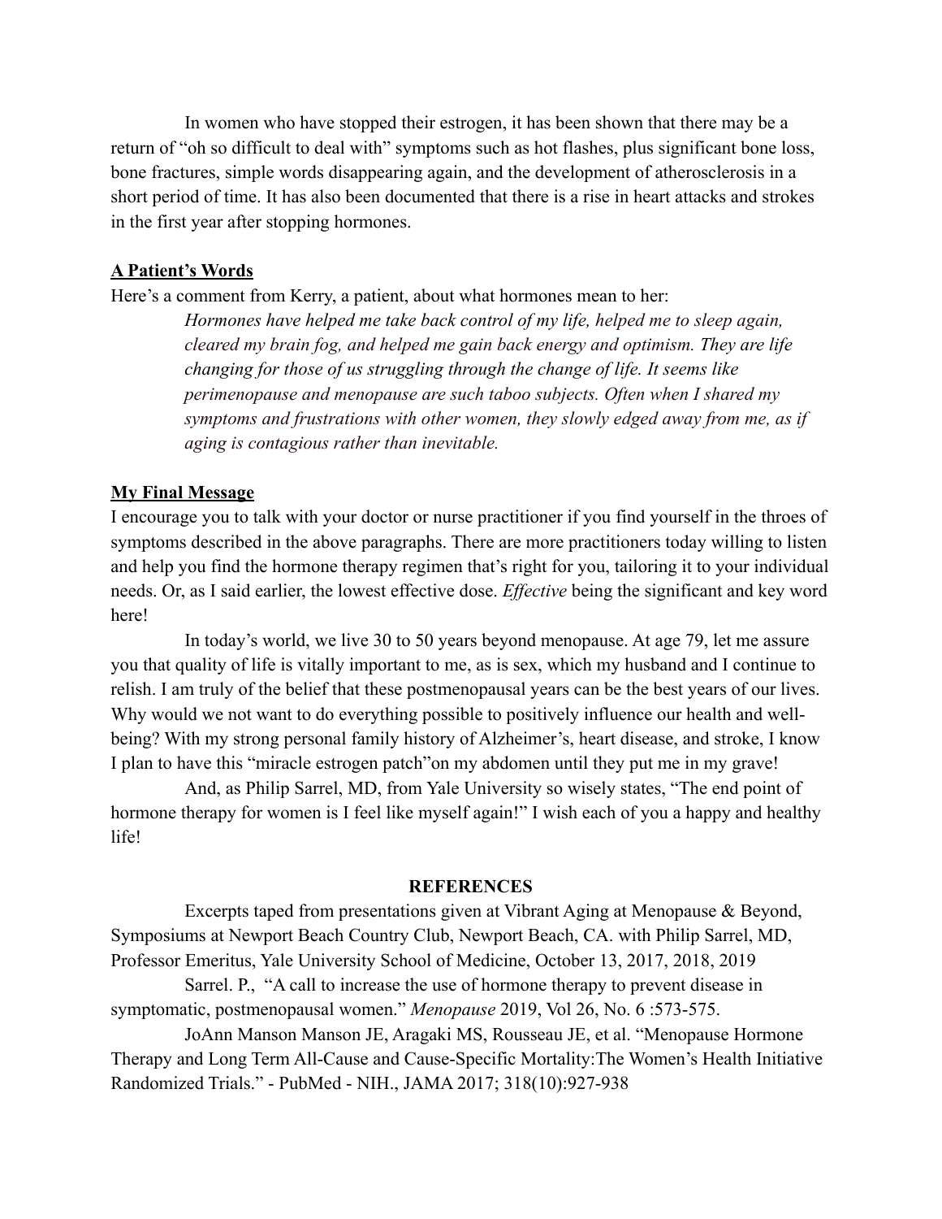In women who have stopped their estrogen, it has been shown that there may be a return of "oh so difficult to deal with" symptoms such as hot flashes, plus significant bone loss, bone fractures, simple words disappearing again, and the development of atherosclerosis in a short period of time. It has also been documented that there is a rise in heart attacks and strokes in the first year after stopping hormones.

**<u>A Patient's Words</u>**

Here's a comment from Kerry, a patient, about what hormones mean to her:

> *Hormones have helped me take back control of my life, helped me to sleep again, cleared my brain fog, and helped me gain back energy and optimism. They are life changing for those of us struggling through the change of life. It seems like perimenopause and menopause are such taboo subjects. Often when I shared my symptoms and frustrations with other women, they slowly edged away from me, as if aging is contagious rather than inevitable.*

**<u>My Final Message</u>**

I encourage you to talk with your doctor or nurse practitioner if you find yourself in the throes of symptoms described in the above paragraphs. There are more practitioners today willing to listen and help you find the hormone therapy regimen that's right for you, tailoring it to your individual needs. Or, as I said earlier, the lowest effective dose. *Effective* being the significant and key word here!

In today's world, we live 30 to 50 years beyond menopause. At age 79, let me assure you that quality of life is vitally important to me, as is sex, which my husband and I continue to relish. I am truly of the belief that these postmenopausal years can be the best years of our lives. Why would we not want to do everything possible to positively influence our health and well-being? With my strong personal family history of Alzheimer's, heart disease, and stroke, I know I plan to have this "miracle estrogen patch"on my abdomen until they put me in my grave!

And, as Philip Sarrel, MD, from Yale University so wisely states, "The end point of hormone therapy for women is I feel like myself again!" I wish each of you a happy and healthy life!

**REFERENCES**

Excerpts taped from presentations given at Vibrant Aging at Menopause & Beyond, Symposiums at Newport Beach Country Club, Newport Beach, CA. with Philip Sarrel, MD, Professor Emeritus, Yale University School of Medicine, October 13, 2017, 2018, 2019

Sarrel. P., "A call to increase the use of hormone therapy to prevent disease in symptomatic, postmenopausal women." *Menopause* 2019, Vol 26, No. 6 :573-575.

JoAnn Manson Manson JE, Aragaki MS, Rousseau JE, et al. "Menopause Hormone Therapy and Long Term All-Cause and Cause-Specific Mortality:The Women's Health Initiative Randomized Trials." - PubMed - NIH., JAMA 2017; 318(10):927-938